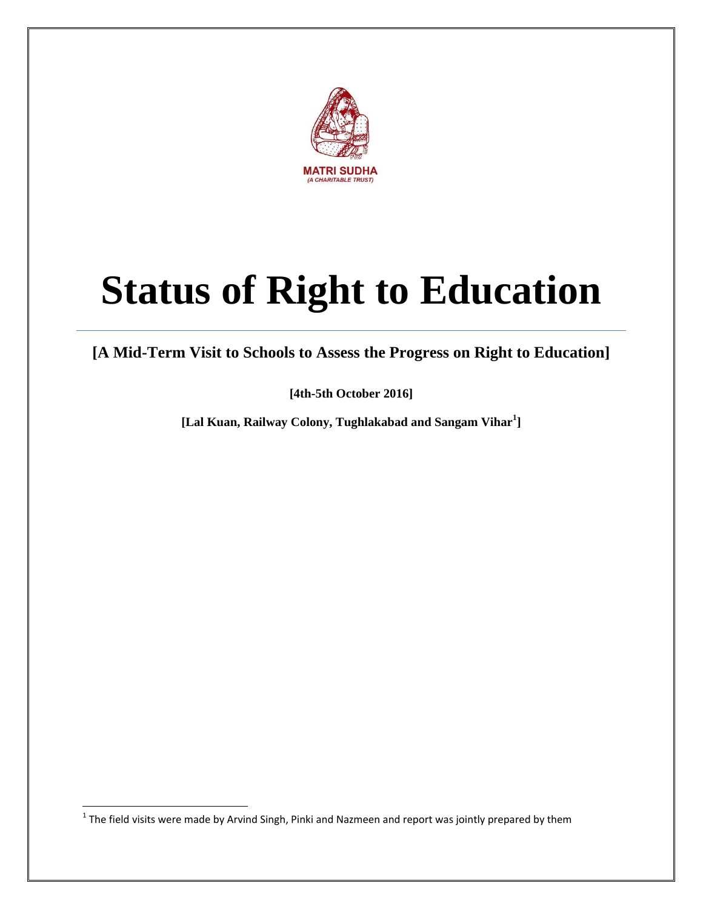MATRI SUDHA
*(A CHARITABLE TRUST)*

# Status of Right to Education

**[A Mid-Term Visit to Schools to Assess the Progress on Right to Education]**

**[4th-5th October 2016]**

**[Lal Kuan, Railway Colony, Tughlakabad and Sangam Vihar[1]]**

[1] The field visits were made by Arvind Singh, Pinki and Nazmeen and report was jointly prepared by them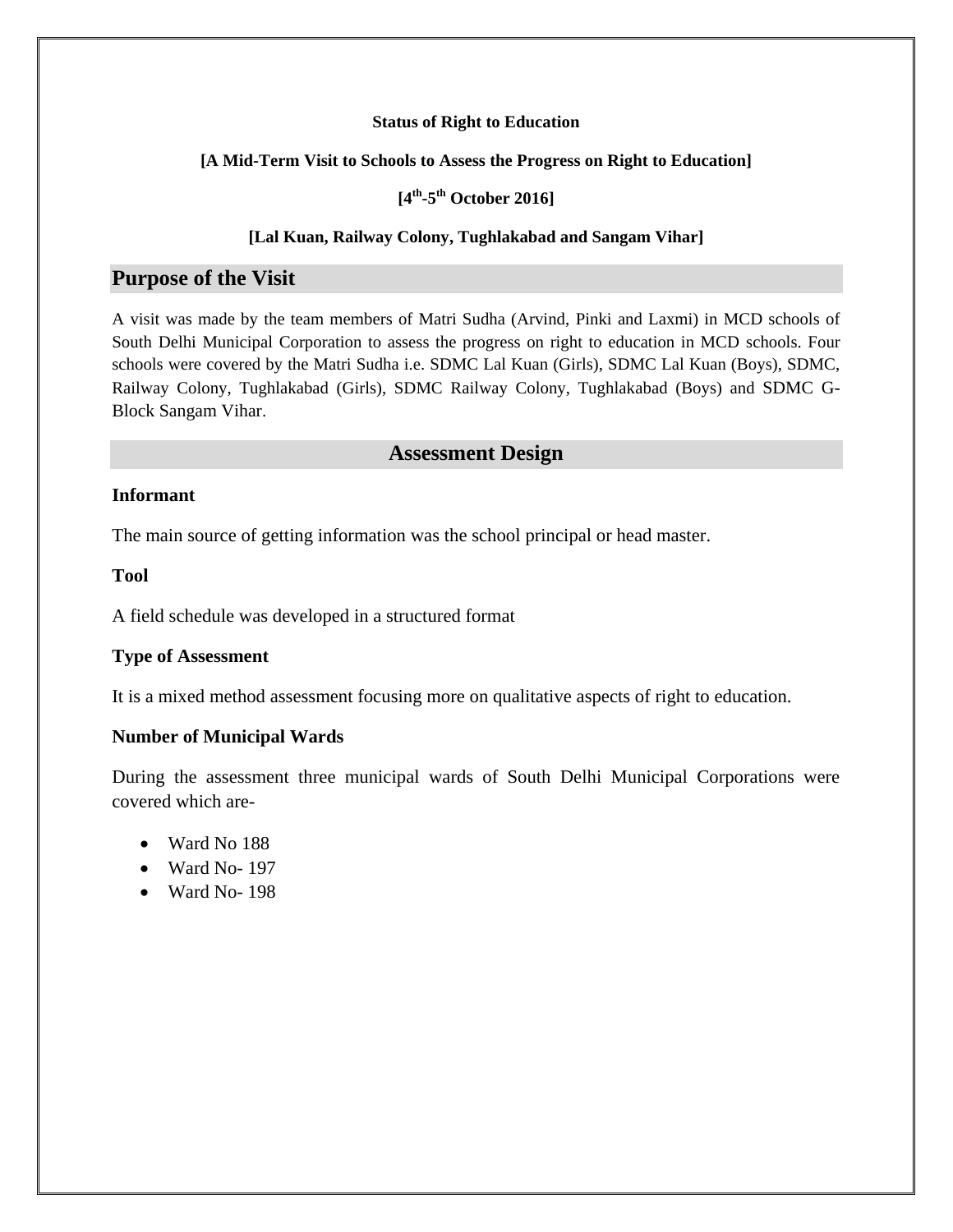**Status of Right to Education**

**[A Mid-Term Visit to Schools to Assess the Progress on Right to Education]**

**[4th-5th October 2016]**

**[Lal Kuan, Railway Colony, Tughlakabad and Sangam Vihar]**

## Purpose of the Visit

A visit was made by the team members of Matri Sudha (Arvind, Pinki and Laxmi) in MCD schools of South Delhi Municipal Corporation to assess the progress on right to education in MCD schools. Four schools were covered by the Matri Sudha i.e. SDMC Lal Kuan (Girls), SDMC Lal Kuan (Boys), SDMC, Railway Colony, Tughlakabad (Girls), SDMC Railway Colony, Tughlakabad (Boys) and SDMC G-Block Sangam Vihar.

## Assessment Design

**Informant**

The main source of getting information was the school principal or head master.

**Tool**

A field schedule was developed in a structured format

**Type of Assessment**

It is a mixed method assessment focusing more on qualitative aspects of right to education.

**Number of Municipal Wards**

During the assessment three municipal wards of South Delhi Municipal Corporations were covered which are-

- Ward No 188
- Ward No- 197
- Ward No- 198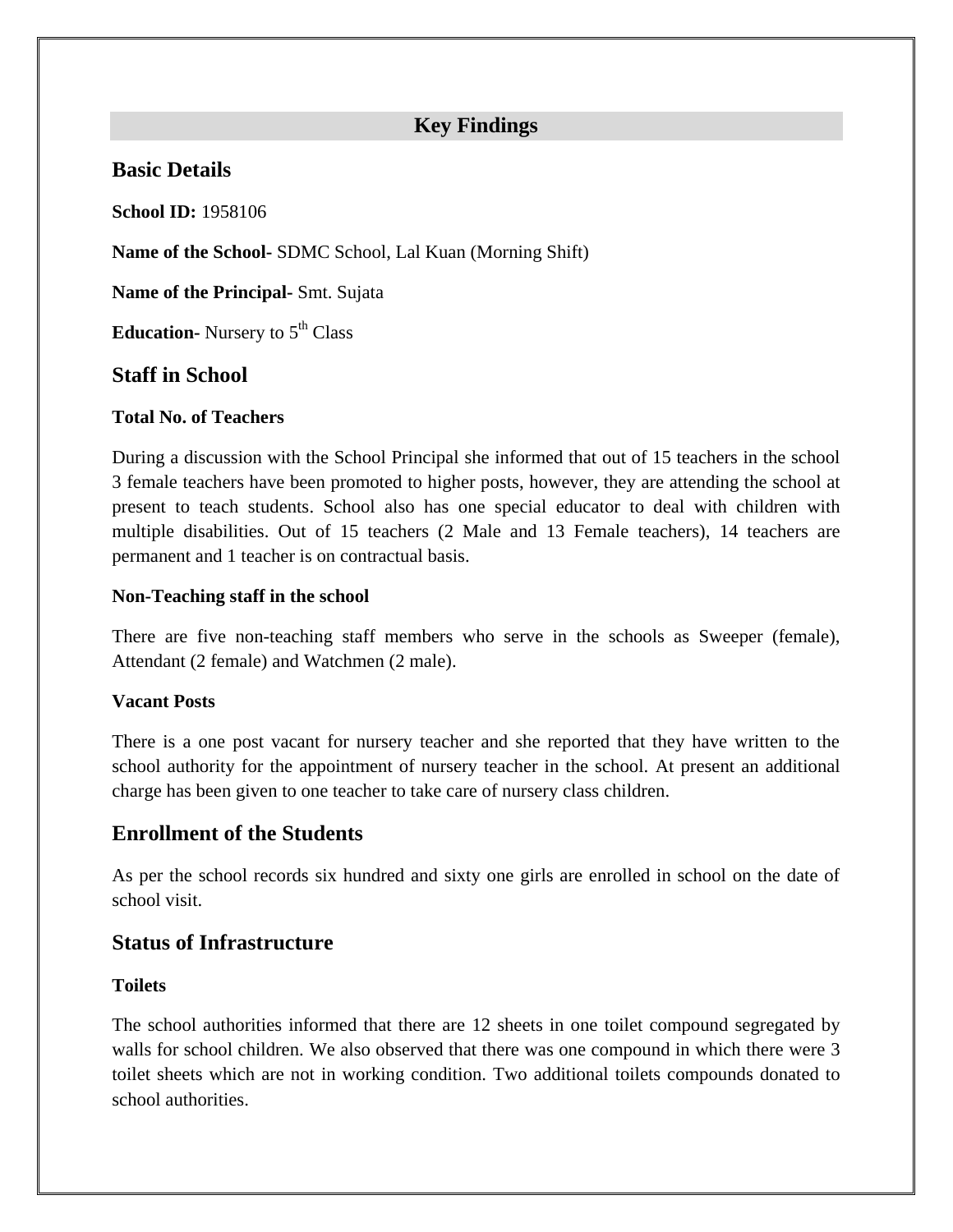## Key Findings

### Basic Details

**School ID:** 1958106

**Name of the School-** SDMC School, Lal Kuan (Morning Shift)

**Name of the Principal-** Smt. Sujata

**Education-** Nursery to 5th Class

### Staff in School

**Total No. of Teachers**

During a discussion with the School Principal she informed that out of 15 teachers in the school 3 female teachers have been promoted to higher posts, however, they are attending the school at present to teach students. School also has one special educator to deal with children with multiple disabilities. Out of 15 teachers (2 Male and 13 Female teachers), 14 teachers are permanent and 1 teacher is on contractual basis.

**Non-Teaching staff in the school**

There are five non-teaching staff members who serve in the schools as Sweeper (female), Attendant (2 female) and Watchmen (2 male).

**Vacant Posts**

There is a one post vacant for nursery teacher and she reported that they have written to the school authority for the appointment of nursery teacher in the school. At present an additional charge has been given to one teacher to take care of nursery class children.

### Enrollment of the Students

As per the school records six hundred and sixty one girls are enrolled in school on the date of school visit.

### Status of Infrastructure

**Toilets**

The school authorities informed that there are 12 sheets in one toilet compound segregated by walls for school children. We also observed that there was one compound in which there were 3 toilet sheets which are not in working condition. Two additional toilets compounds donated to school authorities.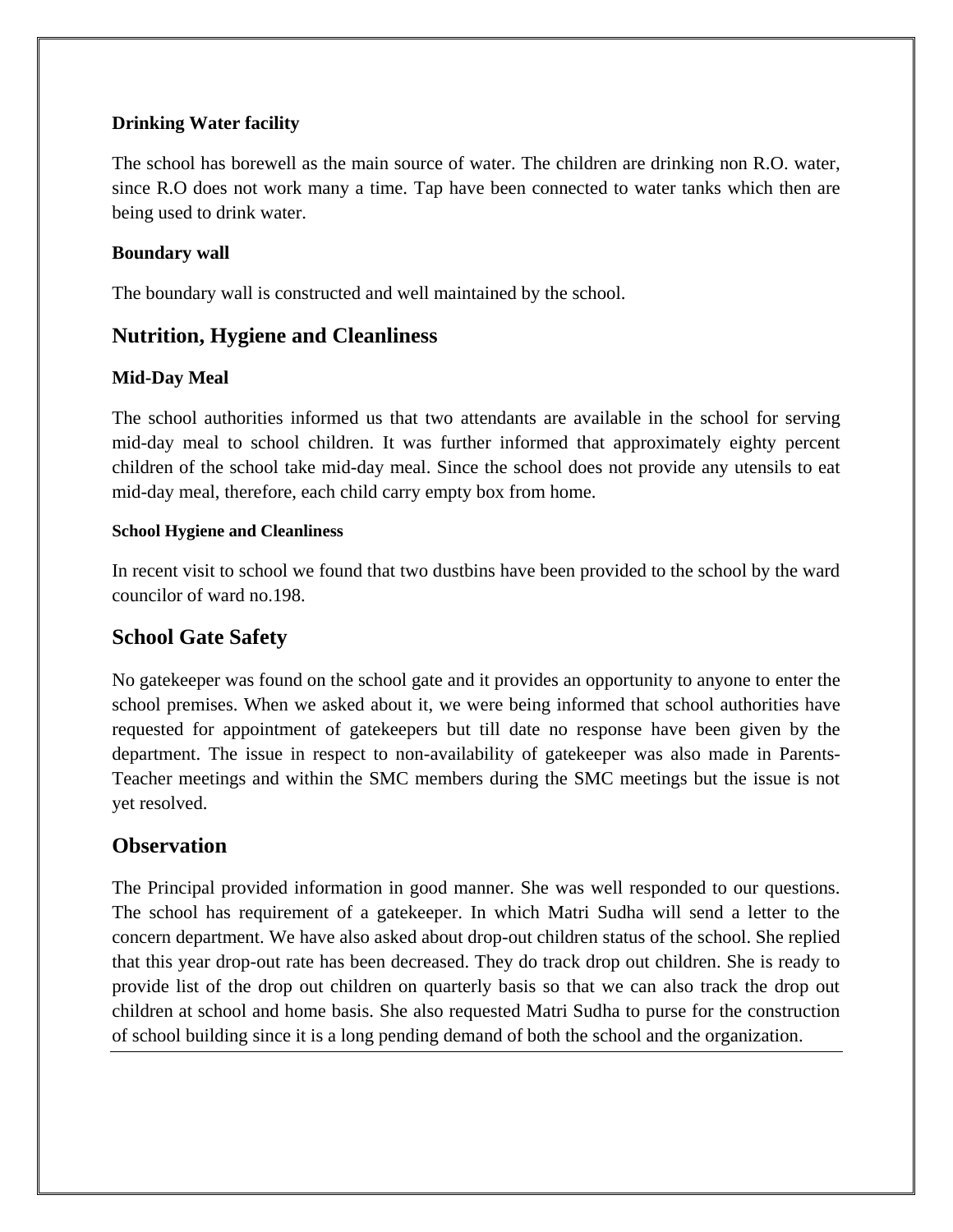### Drinking Water facility

The school has borewell as the main source of water. The children are drinking non R.O. water, since R.O does not work many a time. Tap have been connected to water tanks which then are being used to drink water.

### Boundary wall

The boundary wall is constructed and well maintained by the school.

## Nutrition, Hygiene and Cleanliness

### Mid-Day Meal

The school authorities informed us that two attendants are available in the school for serving mid-day meal to school children. It was further informed that approximately eighty percent children of the school take mid-day meal. Since the school does not provide any utensils to eat mid-day meal, therefore, each child carry empty box from home.

#### School Hygiene and Cleanliness

In recent visit to school we found that two dustbins have been provided to the school by the ward councilor of ward no.198.

## School Gate Safety

No gatekeeper was found on the school gate and it provides an opportunity to anyone to enter the school premises. When we asked about it, we were being informed that school authorities have requested for appointment of gatekeepers but till date no response have been given by the department. The issue in respect to non-availability of gatekeeper was also made in Parents-Teacher meetings and within the SMC members during the SMC meetings but the issue is not yet resolved.

## Observation

The Principal provided information in good manner. She was well responded to our questions. The school has requirement of a gatekeeper. In which Matri Sudha will send a letter to the concern department. We have also asked about drop-out children status of the school. She replied that this year drop-out rate has been decreased. They do track drop out children. She is ready to provide list of the drop out children on quarterly basis so that we can also track the drop out children at school and home basis. She also requested Matri Sudha to purse for the construction of school building since it is a long pending demand of both the school and the organization.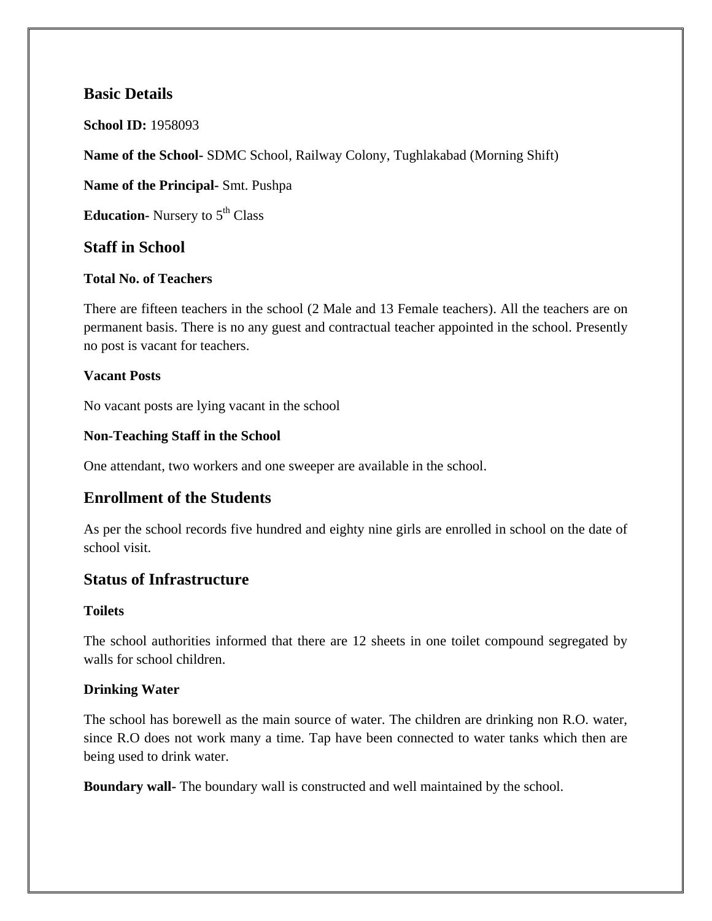## Basic Details

**School ID:** 1958093

**Name of the School-** SDMC School, Railway Colony, Tughlakabad (Morning Shift)

**Name of the Principal-** Smt. Pushpa

**Education-** Nursery to 5th Class

## Staff in School

**Total No. of Teachers**

There are fifteen teachers in the school (2 Male and 13 Female teachers). All the teachers are on permanent basis. There is no any guest and contractual teacher appointed in the school. Presently no post is vacant for teachers.

**Vacant Posts**

No vacant posts are lying vacant in the school

**Non-Teaching Staff in the School**

One attendant, two workers and one sweeper are available in the school.

## Enrollment of the Students

As per the school records five hundred and eighty nine girls are enrolled in school on the date of school visit.

## Status of Infrastructure

**Toilets**

The school authorities informed that there are 12 sheets in one toilet compound segregated by walls for school children.

**Drinking Water**

The school has borewell as the main source of water. The children are drinking non R.O. water, since R.O does not work many a time. Tap have been connected to water tanks which then are being used to drink water.

**Boundary wall-** The boundary wall is constructed and well maintained by the school.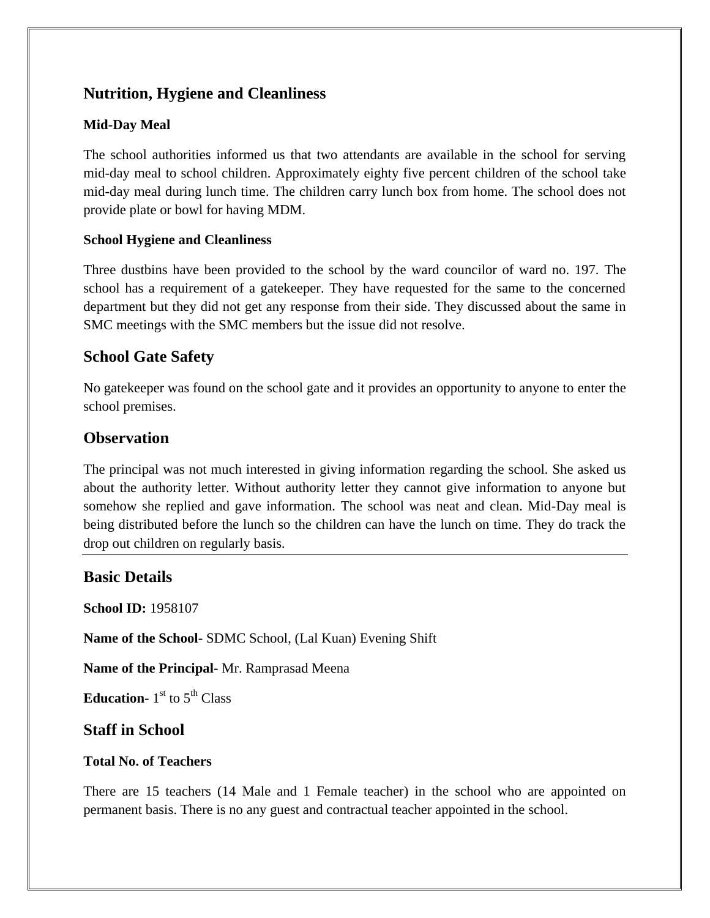## Nutrition, Hygiene and Cleanliness

### Mid-Day Meal

The school authorities informed us that two attendants are available in the school for serving mid-day meal to school children. Approximately eighty five percent children of the school take mid-day meal during lunch time. The children carry lunch box from home. The school does not provide plate or bowl for having MDM.

### School Hygiene and Cleanliness

Three dustbins have been provided to the school by the ward councilor of ward no. 197. The school has a requirement of a gatekeeper. They have requested for the same to the concerned department but they did not get any response from their side. They discussed about the same in SMC meetings with the SMC members but the issue did not resolve.

## School Gate Safety

No gatekeeper was found on the school gate and it provides an opportunity to anyone to enter the school premises.

## Observation

The principal was not much interested in giving information regarding the school. She asked us about the authority letter. Without authority letter they cannot give information to anyone but somehow she replied and gave information. The school was neat and clean. Mid-Day meal is being distributed before the lunch so the children can have the lunch on time. They do track the drop out children on regularly basis.

---

## Basic Details

**School ID:** 1958107

**Name of the School-** SDMC School, (Lal Kuan) Evening Shift

**Name of the Principal-** Mr. Ramprasad Meena

**Education-** 1st to 5th Class

## Staff in School

### Total No. of Teachers

There are 15 teachers (14 Male and 1 Female teacher) in the school who are appointed on permanent basis. There is no any guest and contractual teacher appointed in the school.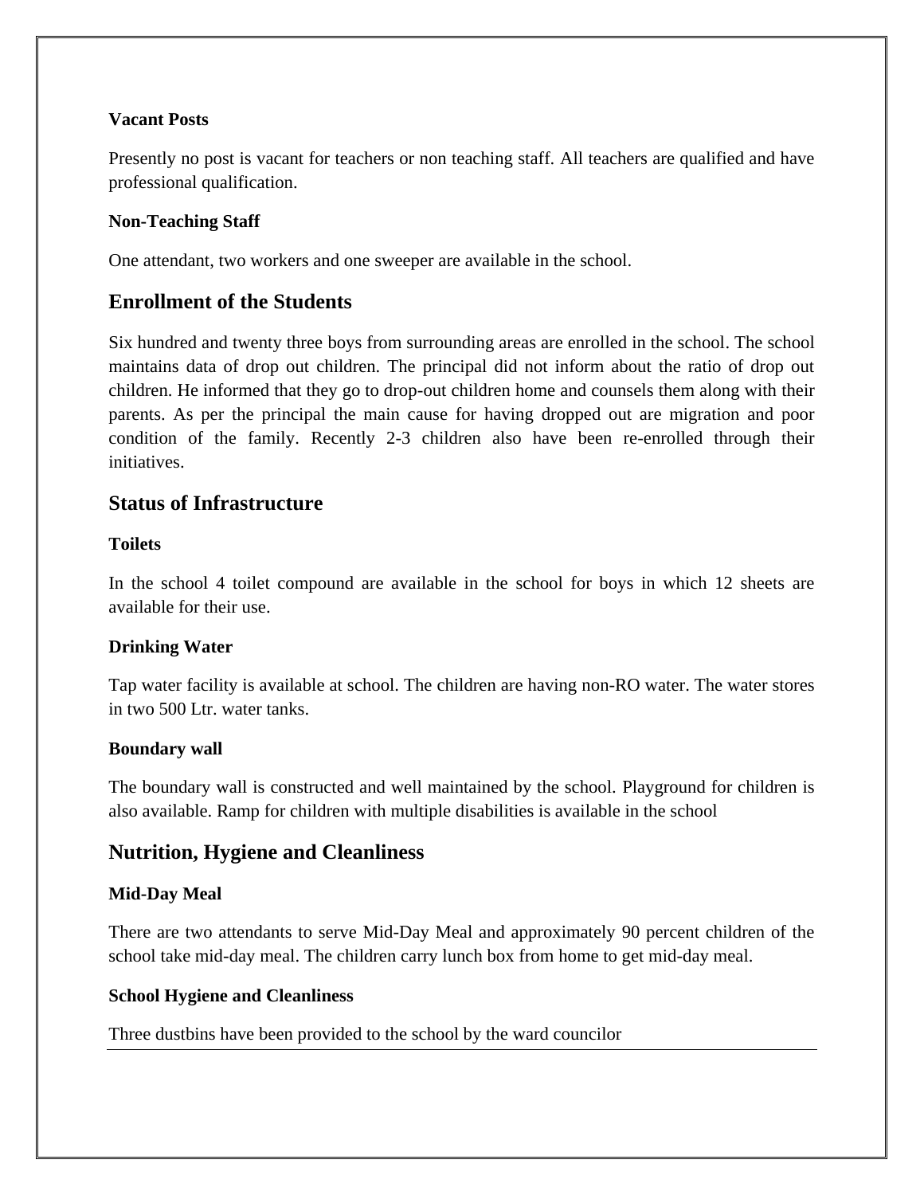### Vacant Posts

Presently no post is vacant for teachers or non teaching staff. All teachers are qualified and have professional qualification.

### Non-Teaching Staff

One attendant, two workers and one sweeper are available in the school.

## Enrollment of the Students

Six hundred and twenty three boys from surrounding areas are enrolled in the school. The school maintains data of drop out children. The principal did not inform about the ratio of drop out children. He informed that they go to drop-out children home and counsels them along with their parents. As per the principal the main cause for having dropped out are migration and poor condition of the family. Recently 2-3 children also have been re-enrolled through their initiatives.

## Status of Infrastructure

### Toilets

In the school 4 toilet compound are available in the school for boys in which 12 sheets are available for their use.

### Drinking Water

Tap water facility is available at school. The children are having non-RO water. The water stores in two 500 Ltr. water tanks.

### Boundary wall

The boundary wall is constructed and well maintained by the school. Playground for children is also available. Ramp for children with multiple disabilities is available in the school

## Nutrition, Hygiene and Cleanliness

### Mid-Day Meal

There are two attendants to serve Mid-Day Meal and approximately 90 percent children of the school take mid-day meal. The children carry lunch box from home to get mid-day meal.

### School Hygiene and Cleanliness

Three dustbins have been provided to the school by the ward councilor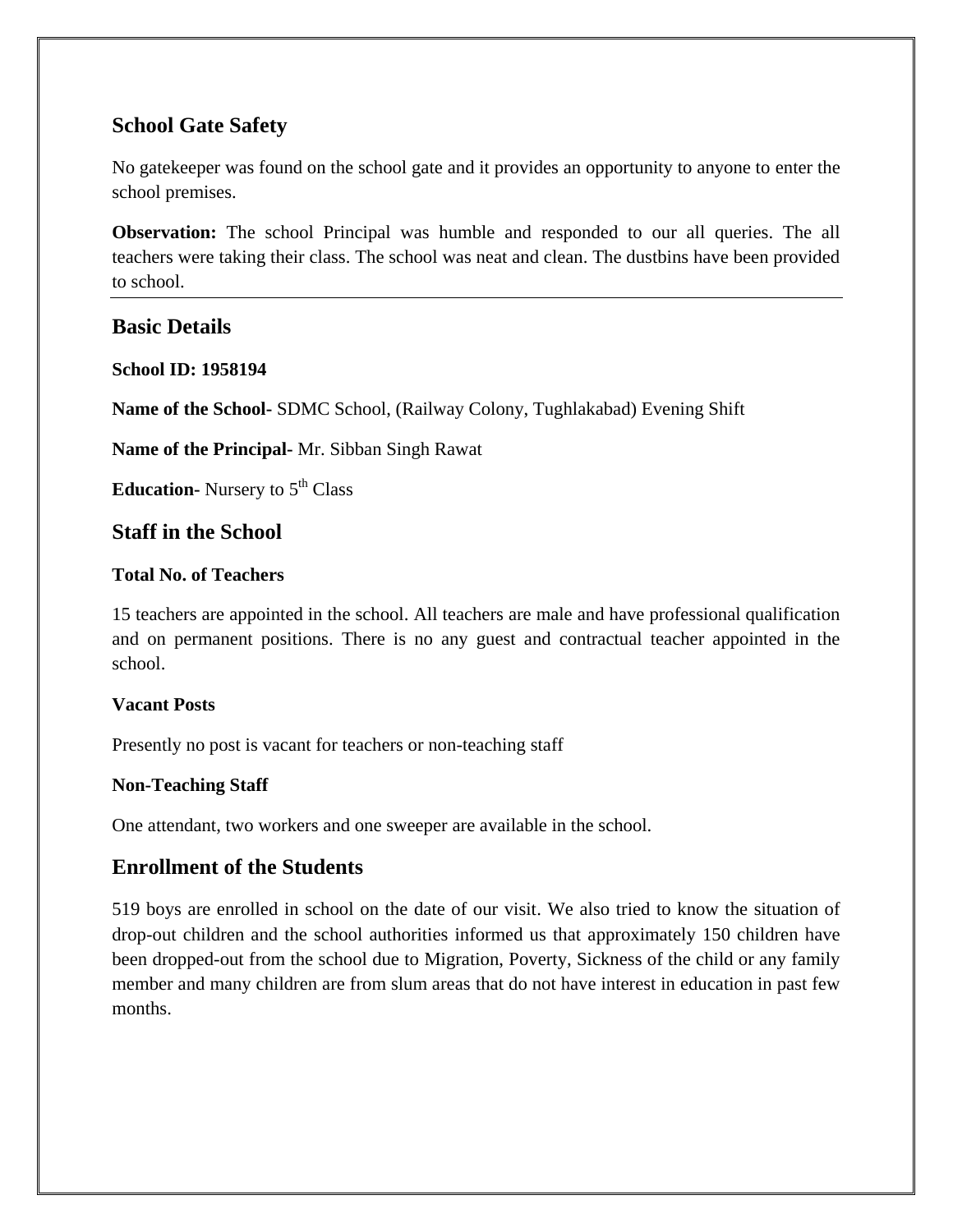## School Gate Safety

No gatekeeper was found on the school gate and it provides an opportunity to anyone to enter the school premises.

**Observation:** The school Principal was humble and responded to our all queries. The all teachers were taking their class. The school was neat and clean. The dustbins have been provided to school.

---

## Basic Details

**School ID: 1958194**

**Name of the School-** SDMC School, (Railway Colony, Tughlakabad) Evening Shift

**Name of the Principal-** Mr. Sibban Singh Rawat

**Education-** Nursery to 5th Class

## Staff in the School

**Total No. of Teachers**

15 teachers are appointed in the school. All teachers are male and have professional qualification and on permanent positions. There is no any guest and contractual teacher appointed in the school.

**Vacant Posts**

Presently no post is vacant for teachers or non-teaching staff

**Non-Teaching Staff**

One attendant, two workers and one sweeper are available in the school.

## Enrollment of the Students

519 boys are enrolled in school on the date of our visit. We also tried to know the situation of drop-out children and the school authorities informed us that approximately 150 children have been dropped-out from the school due to Migration, Poverty, Sickness of the child or any family member and many children are from slum areas that do not have interest in education in past few months.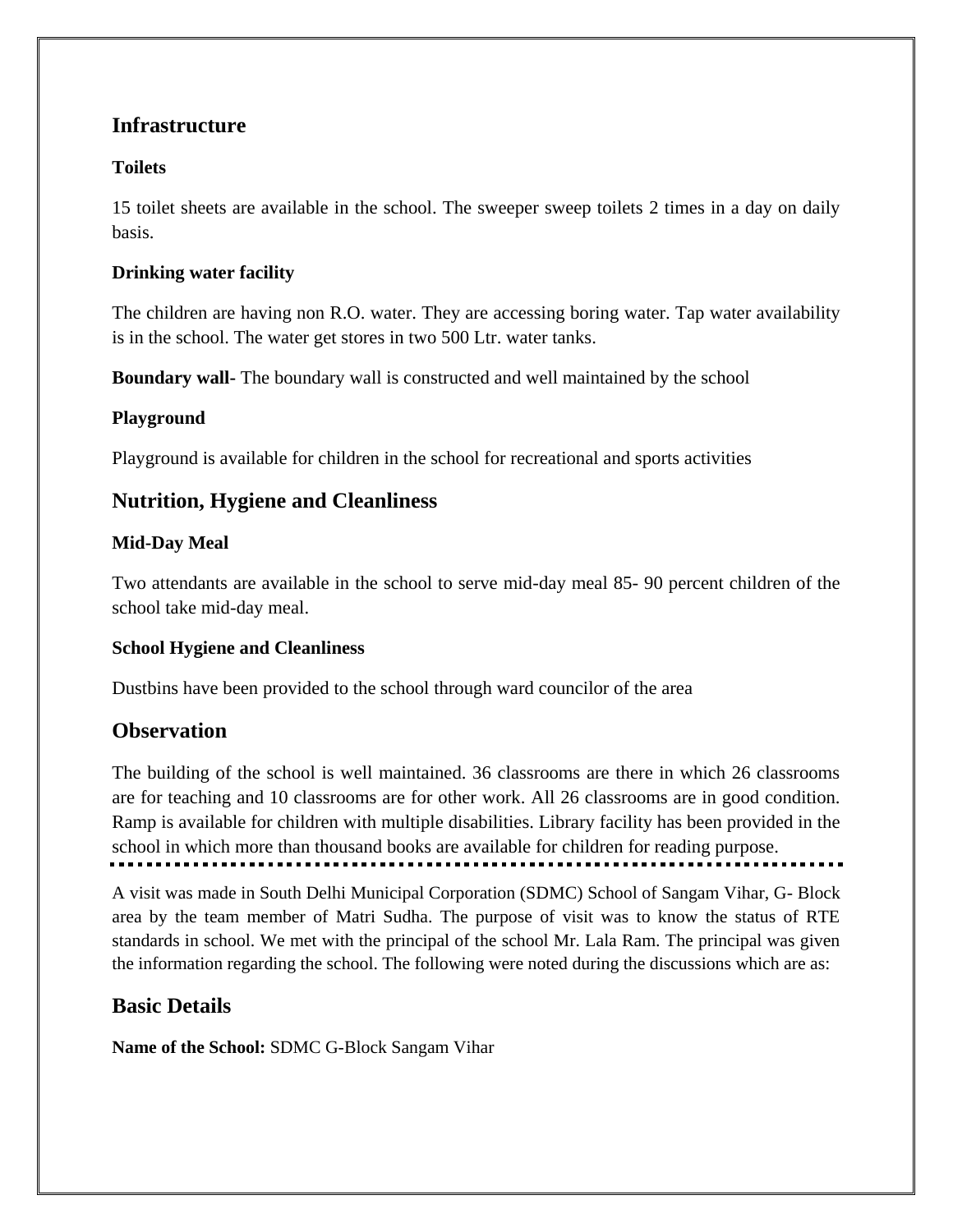## Infrastructure

### Toilets

15 toilet sheets are available in the school. The sweeper sweep toilets 2 times in a day on daily basis.

### Drinking water facility

The children are having non R.O. water. They are accessing boring water. Tap water availability is in the school. The water get stores in two 500 Ltr. water tanks.

**Boundary wall-** The boundary wall is constructed and well maintained by the school

### Playground

Playground is available for children in the school for recreational and sports activities

## Nutrition, Hygiene and Cleanliness

### Mid-Day Meal

Two attendants are available in the school to serve mid-day meal 85- 90 percent children of the school take mid-day meal.

### School Hygiene and Cleanliness

Dustbins have been provided to the school through ward councilor of the area

## Observation

The building of the school is well maintained. 36 classrooms are there in which 26 classrooms are for teaching and 10 classrooms are for other work. All 26 classrooms are in good condition. Ramp is available for children with multiple disabilities. Library facility has been provided in the school in which more than thousand books are available for children for reading purpose.

---

A visit was made in South Delhi Municipal Corporation (SDMC) School of Sangam Vihar, G- Block area by the team member of Matri Sudha. The purpose of visit was to know the status of RTE standards in school. We met with the principal of the school Mr. Lala Ram. The principal was given the information regarding the school. The following were noted during the discussions which are as:

## Basic Details

**Name of the School:** SDMC G-Block Sangam Vihar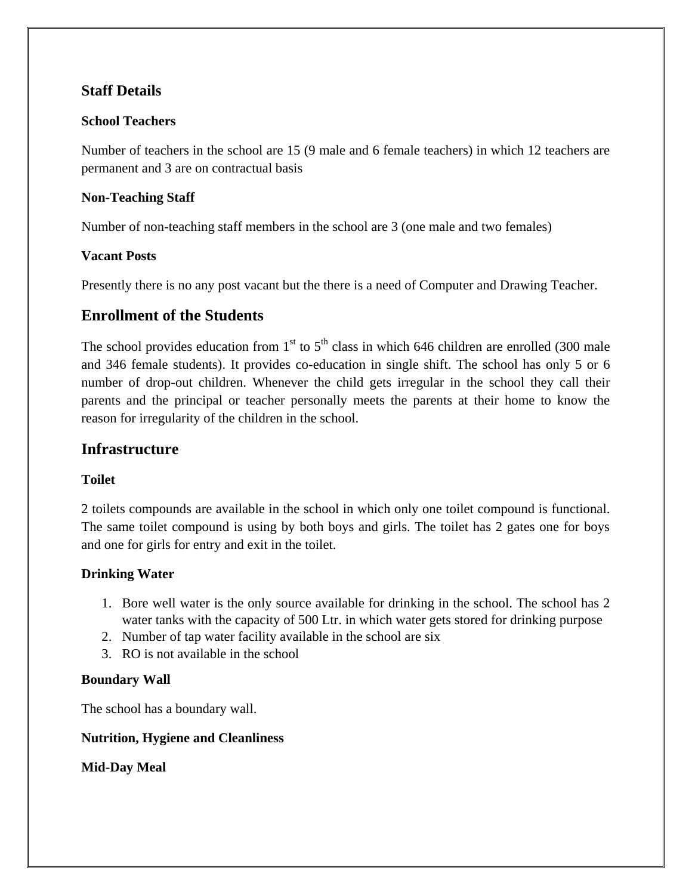## Staff Details

### School Teachers

Number of teachers in the school are 15 (9 male and 6 female teachers) in which 12 teachers are permanent and 3 are on contractual basis

### Non-Teaching Staff

Number of non-teaching staff members in the school are 3 (one male and two females)

### Vacant Posts

Presently there is no any post vacant but the there is a need of Computer and Drawing Teacher.

## Enrollment of the Students

The school provides education from 1st to 5th class in which 646 children are enrolled (300 male and 346 female students). It provides co-education in single shift. The school has only 5 or 6 number of drop-out children. Whenever the child gets irregular in the school they call their parents and the principal or teacher personally meets the parents at their home to know the reason for irregularity of the children in the school.

## Infrastructure

### Toilet

2 toilets compounds are available in the school in which only one toilet compound is functional. The same toilet compound is using by both boys and girls. The toilet has 2 gates one for boys and one for girls for entry and exit in the toilet.

### Drinking Water

1. Bore well water is the only source available for drinking in the school. The school has 2 water tanks with the capacity of 500 Ltr. in which water gets stored for drinking purpose
2. Number of tap water facility available in the school are six
3. RO is not available in the school

### Boundary Wall

The school has a boundary wall.

### Nutrition, Hygiene and Cleanliness

### Mid-Day Meal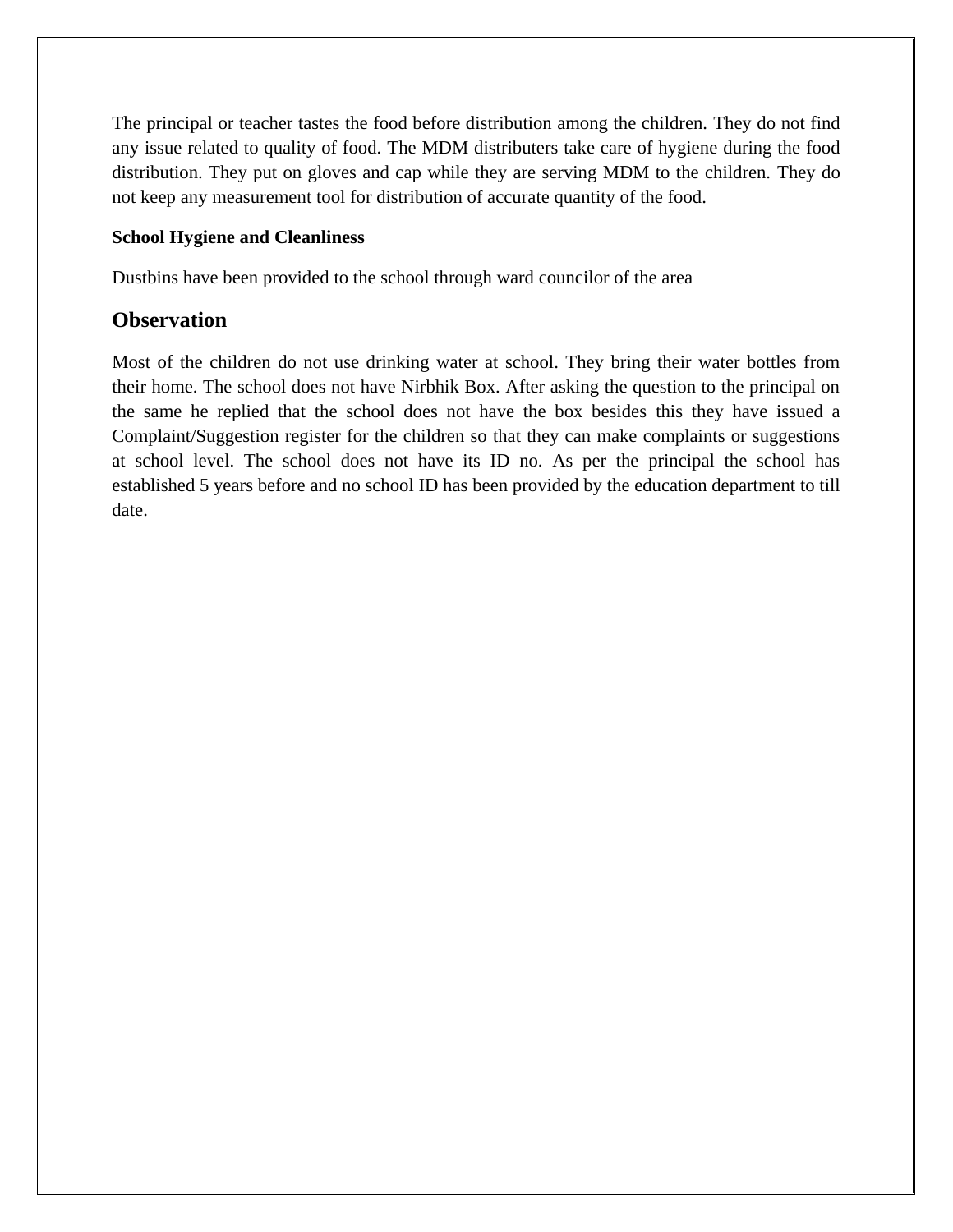The principal or teacher tastes the food before distribution among the children. They do not find any issue related to quality of food. The MDM distributers take care of hygiene during the food distribution. They put on gloves and cap while they are serving MDM to the children. They do not keep any measurement tool for distribution of accurate quantity of the food.

**School Hygiene and Cleanliness**

Dustbins have been provided to the school through ward councilor of the area

## Observation

Most of the children do not use drinking water at school. They bring their water bottles from their home. The school does not have Nirbhik Box. After asking the question to the principal on the same he replied that the school does not have the box besides this they have issued a Complaint/Suggestion register for the children so that they can make complaints or suggestions at school level. The school does not have its ID no. As per the principal the school has established 5 years before and no school ID has been provided by the education department to till date.